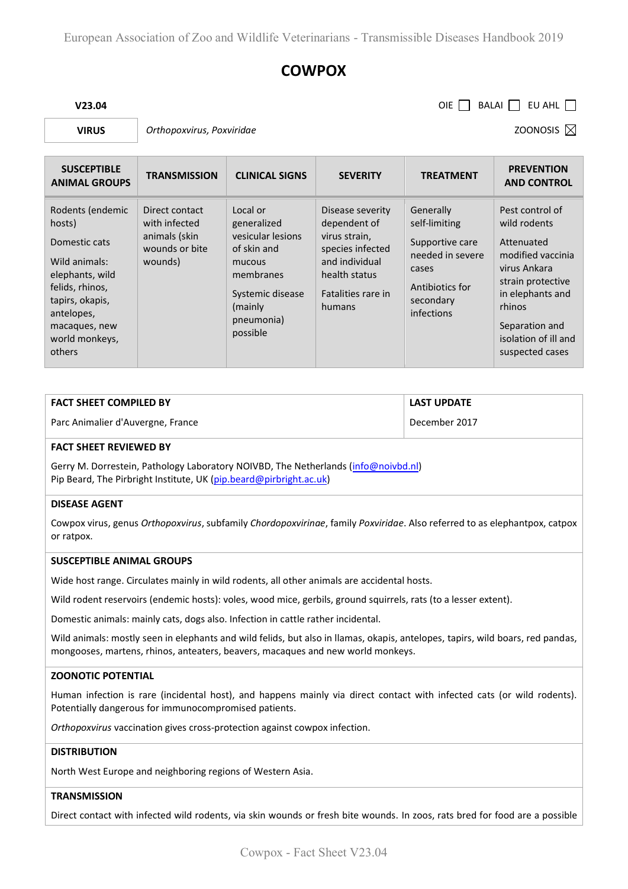# COWPOX

**V23.04** OIE ☐ BALAI ☐ EU AHL ☐

**VIRUS** | *Orthopoxvirus, Poxviridae* ZOONOSIS ☒

| SUSCEPTIBLE ANIMAL GROUPS | TRANSMISSION | CLINICAL SIGNS | SEVERITY | TREATMENT | PREVENTION AND CONTROL |
|---|---|---|---|---|---|
| Rodents (endemic hosts)<br><br>Domestic cats<br><br>Wild animals: elephants, wild felids, rhinos, tapirs, okapis, antelopes, macaques, new world monkeys, others | Direct contact with infected animals (skin wounds or bite wounds) | Local or generalized vesicular lesions of skin and mucous membranes<br><br>Systemic disease (mainly pneumonia) possible | Disease severity dependent of virus strain, species infected and individual health status<br><br>Fatalities rare in humans | Generally self-limiting<br><br>Supportive care needed in severe cases<br><br>Antibiotics for secondary infections | Pest control of wild rodents<br><br>Attenuated modified vaccinia virus Ankara strain protective in elephants and rhinos<br><br>Separation and isolation of ill and suspected cases |

| FACT SHEET COMPILED BY | LAST UPDATE |
|---|---|
| Parc Animalier d'Auvergne, France | December 2017 |

**FACT SHEET REVIEWED BY**

Gerry M. Dorrestein, Pathology Laboratory NOIVBD, The Netherlands (info@noivbd.nl)
Pip Beard, The Pirbright Institute, UK (pip.beard@pirbright.ac.uk)

**DISEASE AGENT**

Cowpox virus, genus *Orthopoxvirus*, subfamily *Chordopoxvirinae*, family *Poxviridae*. Also referred to as elephantpox, catpox or ratpox.

**SUSCEPTIBLE ANIMAL GROUPS**

Wide host range. Circulates mainly in wild rodents, all other animals are accidental hosts.

Wild rodent reservoirs (endemic hosts): voles, wood mice, gerbils, ground squirrels, rats (to a lesser extent).

Domestic animals: mainly cats, dogs also. Infection in cattle rather incidental.

Wild animals: mostly seen in elephants and wild felids, but also in llamas, okapis, antelopes, tapirs, wild boars, red pandas, mongooses, martens, rhinos, anteaters, beavers, macaques and new world monkeys.

**ZOONOTIC POTENTIAL**

Human infection is rare (incidental host), and happens mainly via direct contact with infected cats (or wild rodents). Potentially dangerous for immunocompromised patients.

*Orthopoxvirus* vaccination gives cross-protection against cowpox infection.

**DISTRIBUTION**

North West Europe and neighboring regions of Western Asia.

**TRANSMISSION**

Direct contact with infected wild rodents, via skin wounds or fresh bite wounds. In zoos, rats bred for food are a possible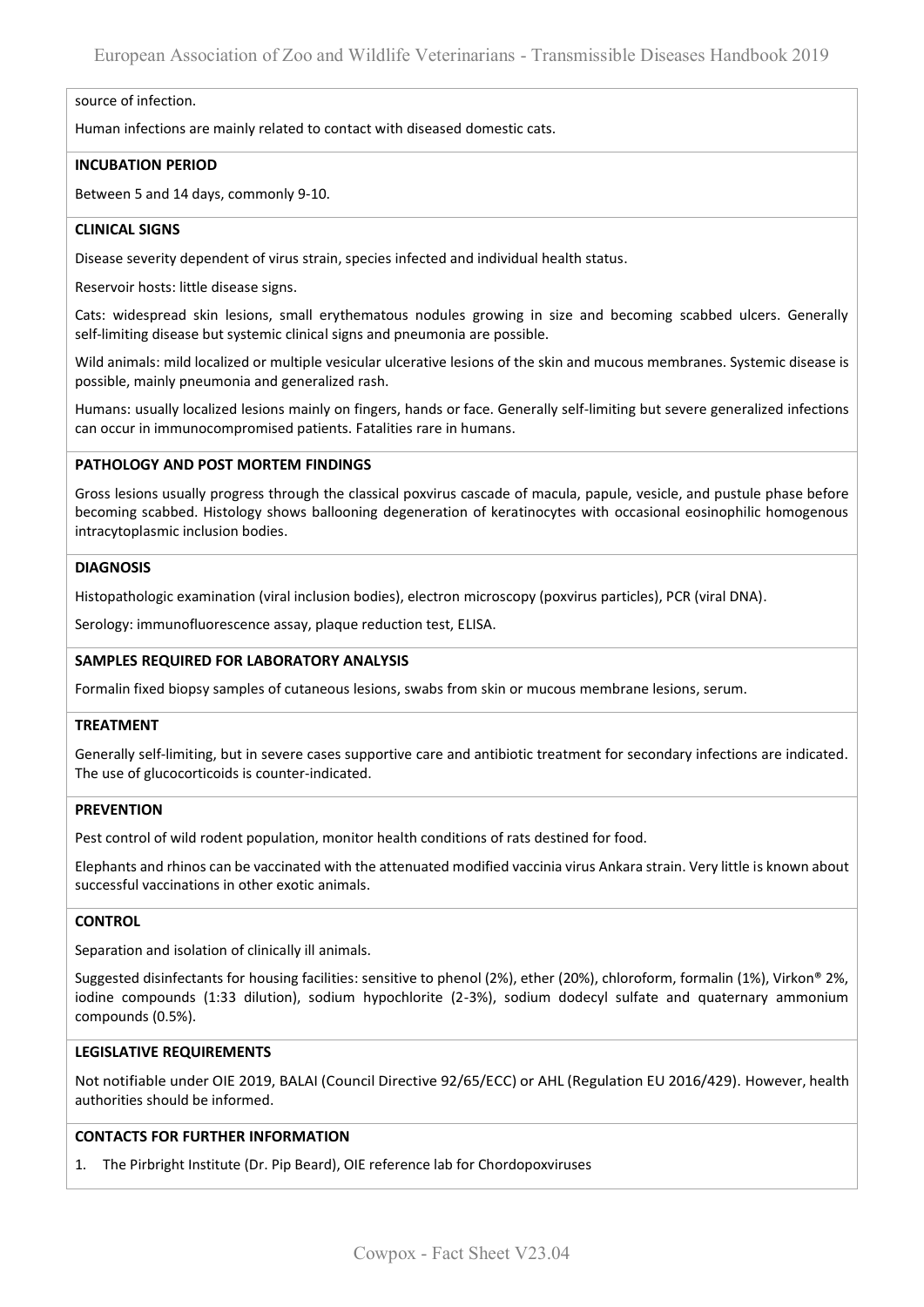source of infection.

Human infections are mainly related to contact with diseased domestic cats.

**INCUBATION PERIOD**

Between 5 and 14 days, commonly 9-10.

**CLINICAL SIGNS**

Disease severity dependent of virus strain, species infected and individual health status.

Reservoir hosts: little disease signs.

Cats: widespread skin lesions, small erythematous nodules growing in size and becoming scabbed ulcers. Generally self-limiting disease but systemic clinical signs and pneumonia are possible.

Wild animals: mild localized or multiple vesicular ulcerative lesions of the skin and mucous membranes. Systemic disease is possible, mainly pneumonia and generalized rash.

Humans: usually localized lesions mainly on fingers, hands or face. Generally self-limiting but severe generalized infections can occur in immunocompromised patients. Fatalities rare in humans.

**PATHOLOGY AND POST MORTEM FINDINGS**

Gross lesions usually progress through the classical poxvirus cascade of macula, papule, vesicle, and pustule phase before becoming scabbed. Histology shows ballooning degeneration of keratinocytes with occasional eosinophilic homogenous intracytoplasmic inclusion bodies.

**DIAGNOSIS**

Histopathologic examination (viral inclusion bodies), electron microscopy (poxvirus particles), PCR (viral DNA).

Serology: immunofluorescence assay, plaque reduction test, ELISA.

**SAMPLES REQUIRED FOR LABORATORY ANALYSIS**

Formalin fixed biopsy samples of cutaneous lesions, swabs from skin or mucous membrane lesions, serum.

**TREATMENT**

Generally self-limiting, but in severe cases supportive care and antibiotic treatment for secondary infections are indicated. The use of glucocorticoids is counter-indicated.

**PREVENTION**

Pest control of wild rodent population, monitor health conditions of rats destined for food.

Elephants and rhinos can be vaccinated with the attenuated modified vaccinia virus Ankara strain. Very little is known about successful vaccinations in other exotic animals.

**CONTROL**

Separation and isolation of clinically ill animals.

Suggested disinfectants for housing facilities: sensitive to phenol (2%), ether (20%), chloroform, formalin (1%), Virkon® 2%, iodine compounds (1:33 dilution), sodium hypochlorite (2-3%), sodium dodecyl sulfate and quaternary ammonium compounds (0.5%).

**LEGISLATIVE REQUIREMENTS**

Not notifiable under OIE 2019, BALAI (Council Directive 92/65/ECC) or AHL (Regulation EU 2016/429). However, health authorities should be informed.

**CONTACTS FOR FURTHER INFORMATION**

1. The Pirbright Institute (Dr. Pip Beard), OIE reference lab for Chordopoxviruses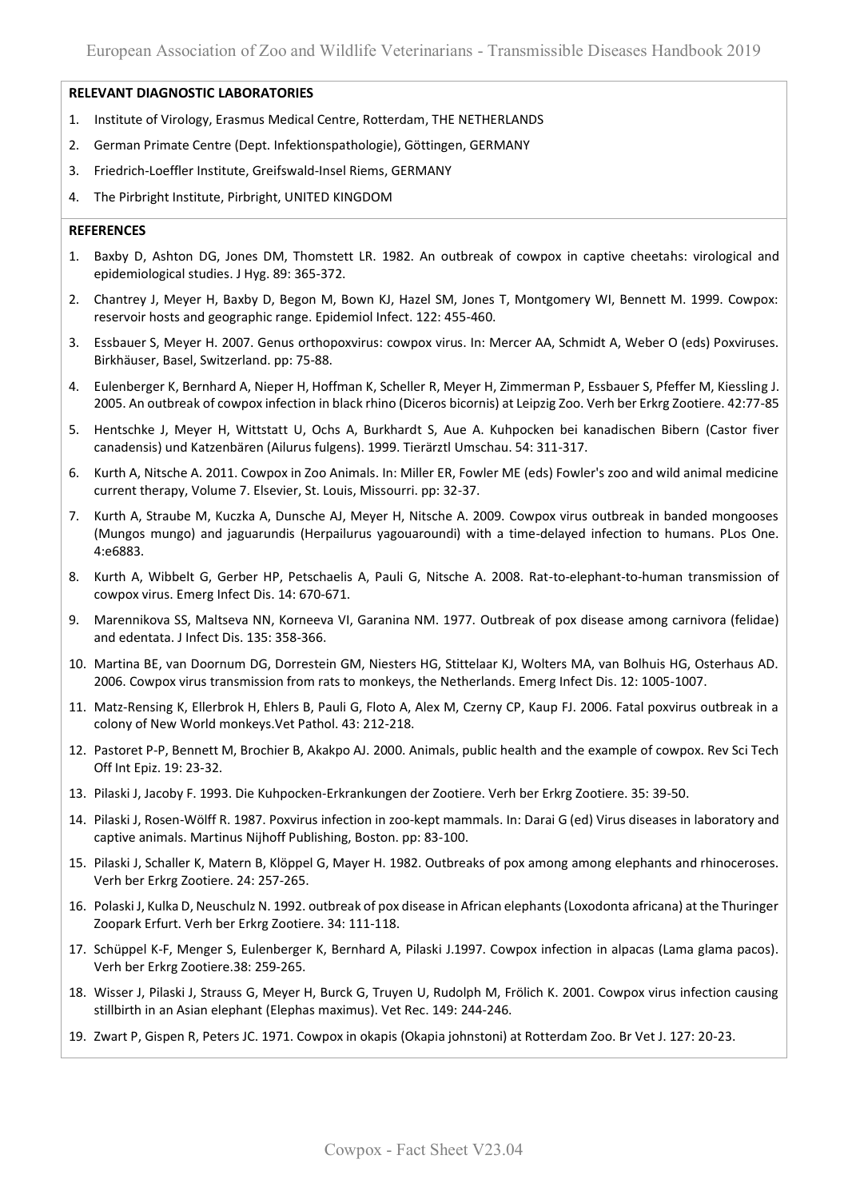**RELEVANT DIAGNOSTIC LABORATORIES**

1. Institute of Virology, Erasmus Medical Centre, Rotterdam, THE NETHERLANDS
2. German Primate Centre (Dept. Infektionspathologie), Göttingen, GERMANY
3. Friedrich-Loeffler Institute, Greifswald-Insel Riems, GERMANY
4. The Pirbright Institute, Pirbright, UNITED KINGDOM

**REFERENCES**

1. Baxby D, Ashton DG, Jones DM, Thomstett LR. 1982. An outbreak of cowpox in captive cheetahs: virological and epidemiological studies. J Hyg. 89: 365-372.
2. Chantrey J, Meyer H, Baxby D, Begon M, Bown KJ, Hazel SM, Jones T, Montgomery WI, Bennett M. 1999. Cowpox: reservoir hosts and geographic range. Epidemiol Infect. 122: 455-460.
3. Essbauer S, Meyer H. 2007. Genus orthopoxvirus: cowpox virus. In: Mercer AA, Schmidt A, Weber O (eds) Poxviruses. Birkhäuser, Basel, Switzerland. pp: 75-88.
4. Eulenberger K, Bernhard A, Nieper H, Hoffman K, Scheller R, Meyer H, Zimmerman P, Essbauer S, Pfeffer M, Kiessling J. 2005. An outbreak of cowpox infection in black rhino (Diceros bicornis) at Leipzig Zoo. Verh ber Erkrg Zootiere. 42:77-85
5. Hentschke J, Meyer H, Wittstatt U, Ochs A, Burkhardt S, Aue A. Kuhpocken bei kanadischen Bibern (Castor fiver canadensis) und Katzenbären (Ailurus fulgens). 1999. Tierärztl Umschau. 54: 311-317.
6. Kurth A, Nitsche A. 2011. Cowpox in Zoo Animals. In: Miller ER, Fowler ME (eds) Fowler's zoo and wild animal medicine current therapy, Volume 7. Elsevier, St. Louis, Missourri. pp: 32-37.
7. Kurth A, Straube M, Kuczka A, Dunsche AJ, Meyer H, Nitsche A. 2009. Cowpox virus outbreak in banded mongooses (Mungos mungo) and jaguarundis (Herpailurus yagouaroundi) with a time-delayed infection to humans. PLos One. 4:e6883.
8. Kurth A, Wibbelt G, Gerber HP, Petschaelis A, Pauli G, Nitsche A. 2008. Rat-to-elephant-to-human transmission of cowpox virus. Emerg Infect Dis. 14: 670-671.
9. Marennikova SS, Maltseva NN, Korneeva VI, Garanina NM. 1977. Outbreak of pox disease among carnivora (felidae) and edentata. J Infect Dis. 135: 358-366.
10. Martina BE, van Doornum DG, Dorrestein GM, Niesters HG, Stittelaar KJ, Wolters MA, van Bolhuis HG, Osterhaus AD. 2006. Cowpox virus transmission from rats to monkeys, the Netherlands. Emerg Infect Dis. 12: 1005-1007.
11. Matz-Rensing K, Ellerbrok H, Ehlers B, Pauli G, Floto A, Alex M, Czerny CP, Kaup FJ. 2006. Fatal poxvirus outbreak in a colony of New World monkeys.Vet Pathol. 43: 212-218.
12. Pastoret P-P, Bennett M, Brochier B, Akakpo AJ. 2000. Animals, public health and the example of cowpox. Rev Sci Tech Off Int Epiz. 19: 23-32.
13. Pilaski J, Jacoby F. 1993. Die Kuhpocken-Erkrankungen der Zootiere. Verh ber Erkrg Zootiere. 35: 39-50.
14. Pilaski J, Rosen-Wölff R. 1987. Poxvirus infection in zoo-kept mammals. In: Darai G (ed) Virus diseases in laboratory and captive animals. Martinus Nijhoff Publishing, Boston. pp: 83-100.
15. Pilaski J, Schaller K, Matern B, Klöppel G, Mayer H. 1982. Outbreaks of pox among among elephants and rhinoceroses. Verh ber Erkrg Zootiere. 24: 257-265.
16. Polaski J, Kulka D, Neuschulz N. 1992. outbreak of pox disease in African elephants (Loxodonta africana) at the Thuringer Zoopark Erfurt. Verh ber Erkrg Zootiere. 34: 111-118.
17. Schüppel K-F, Menger S, Eulenberger K, Bernhard A, Pilaski J.1997. Cowpox infection in alpacas (Lama glama pacos). Verh ber Erkrg Zootiere.38: 259-265.
18. Wisser J, Pilaski J, Strauss G, Meyer H, Burck G, Truyen U, Rudolph M, Frölich K. 2001. Cowpox virus infection causing stillbirth in an Asian elephant (Elephas maximus). Vet Rec. 149: 244-246.
19. Zwart P, Gispen R, Peters JC. 1971. Cowpox in okapis (Okapia johnstoni) at Rotterdam Zoo. Br Vet J. 127: 20-23.